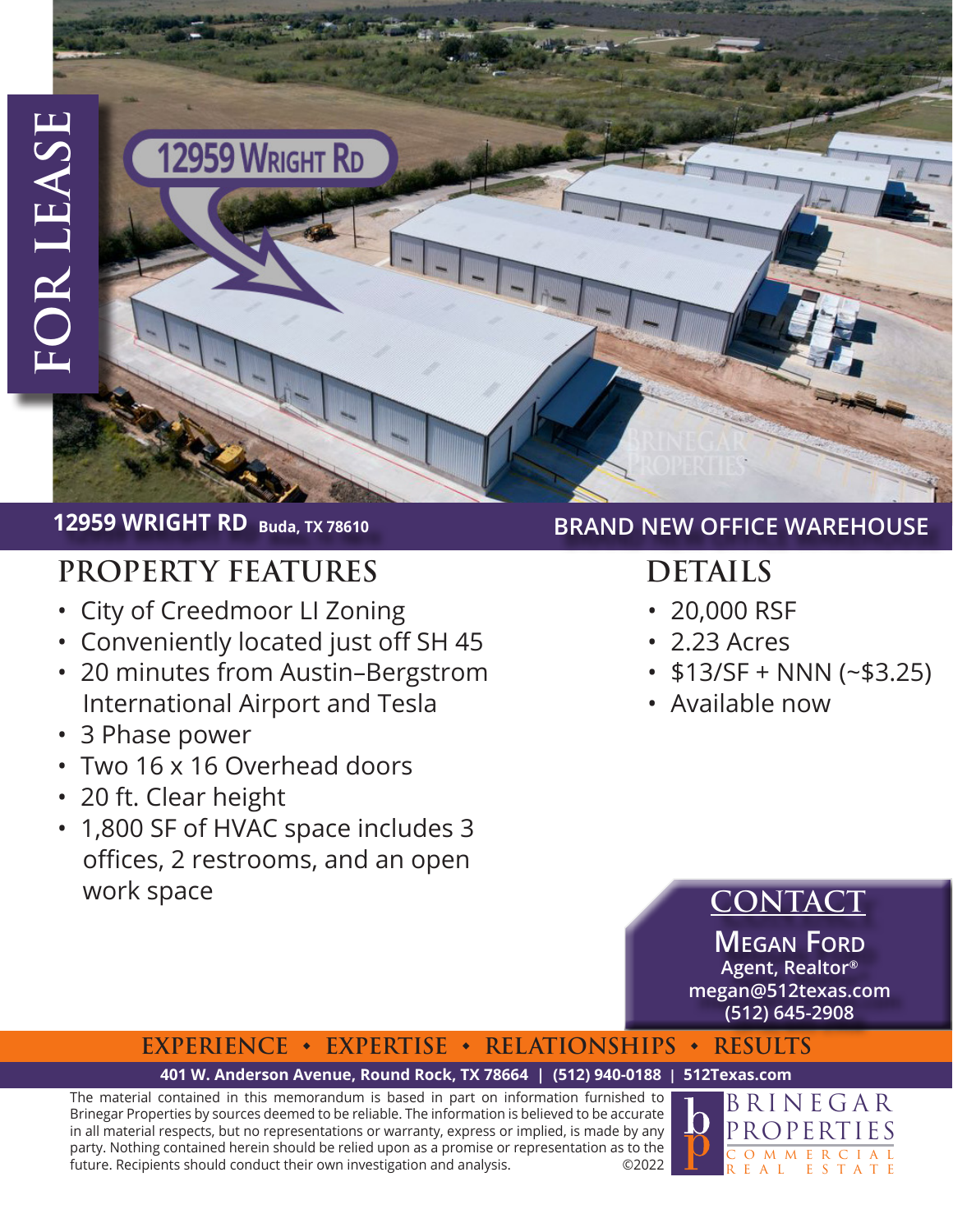# FOR LEASE

12959 WRIGHT RD

**12959 WRIGHT RD** Buda, TX 78610

**BRAND NEW OFFICE WAREHOUSE**

## PROPERTY FEATURES

- City of Creedmoor LI Zoning
- Conveniently located just off SH 45
- 20 minutes from Austin–Bergstrom International Airport and Tesla
- 3 Phase power
- Two 16 x 16 Overhead doors
- 20 ft. Clear height
- 1,800 SF of HVAC space includes 3 offices, 2 restrooms, and an open work space

## DETAILS

- 20,000 RSF
- 2.23 Acres
- $13/SF + NNN (~$3.25)
- Available now

## CONTACT

**Megan Ford**
**Agent, Realtor®**
**megan@512texas.com**
**(512) 645-2908**

**EXPERIENCE • EXPERTISE • RELATIONSHIPS • RESULTS**

**401 W. Anderson Avenue, Round Rock, TX 78664 | (512) 940-0188 | 512Texas.com**

The material contained in this memorandum is based in part on information furnished to Brinegar Properties by sources deemed to be reliable. The information is believed to be accurate in all material respects, but no representations or warranty, express or implied, is made by any party. Nothing contained herein should be relied upon as a promise or representation as to the future. Recipients should conduct their own investigation and analysis. ©2022

BRINEGAR PROPERTIES COMMERCIAL REAL ESTATE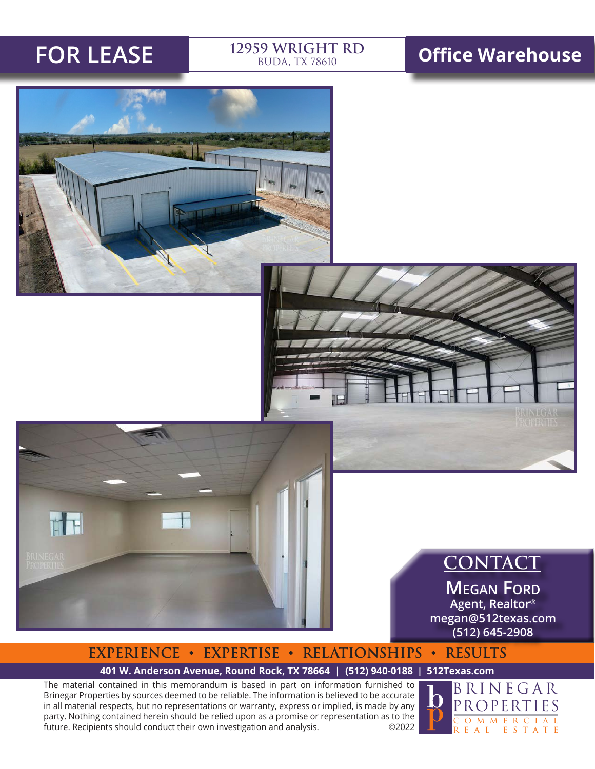# FOR LEASE

**12959 WRIGHT RD**
BUDA, TX 78610

## Office Warehouse

## CONTACT

**Megan Ford**
**Agent, Realtor®**
**megan@512texas.com**
**(512) 645-2908**

**EXPERIENCE • EXPERTISE • RELATIONSHIPS • RESULTS**

**401 W. Anderson Avenue, Round Rock, TX 78664 | (512) 940-0188 | 512Texas.com**

The material contained in this memorandum is based in part on information furnished to Brinegar Properties by sources deemed to be reliable. The information is believed to be accurate in all material respects, but no representations or warranty, express or implied, is made by any party. Nothing contained herein should be relied upon as a promise or representation as to the future. Recipients should conduct their own investigation and analysis. ©2022

BRINEGAR PROPERTIES COMMERCIAL REAL ESTATE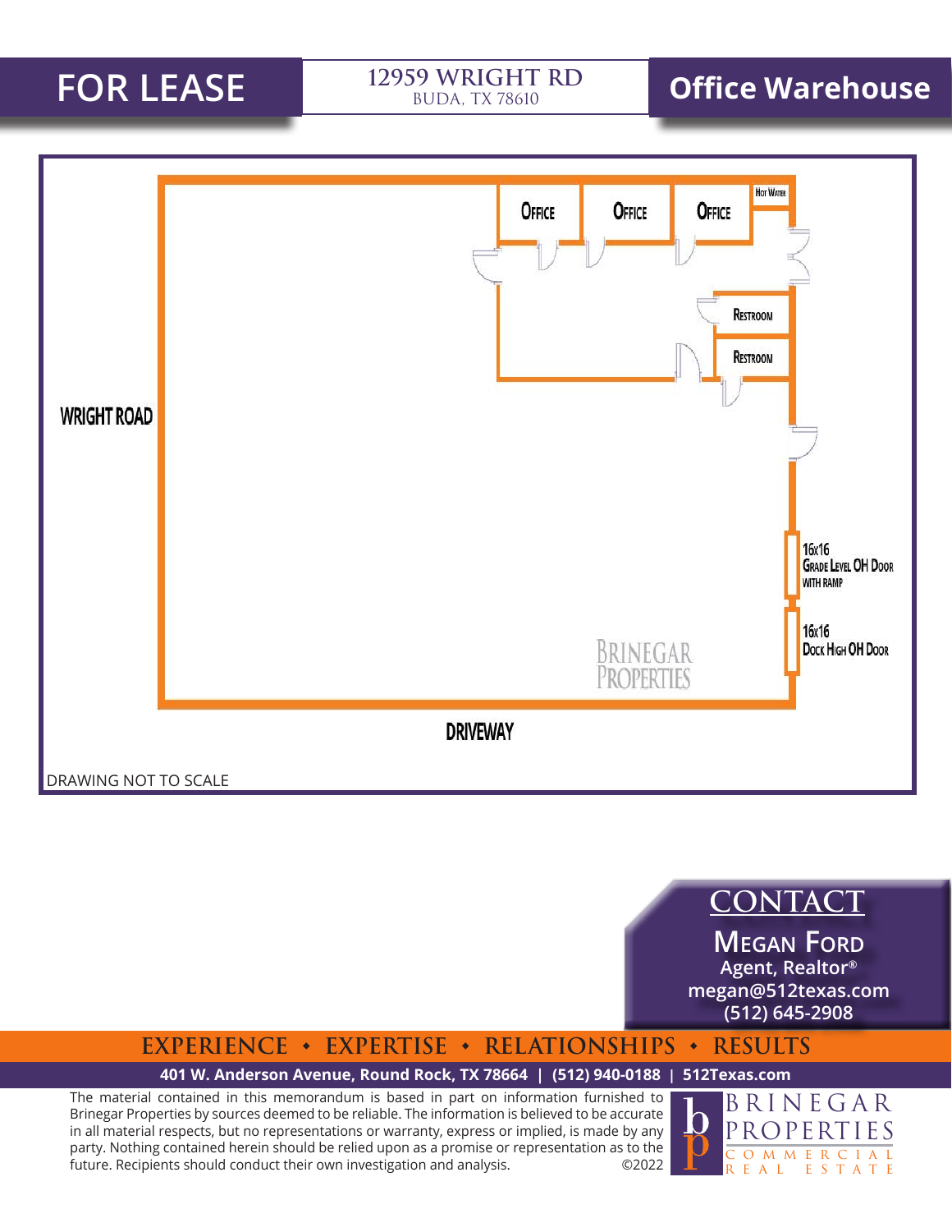# FOR LEASE

**12959 WRIGHT RD**
BUDA, TX 78610

## Office Warehouse

OFFICE

OFFICE

OFFICE

HOT WATER

RESTROOM

RESTROOM

WRIGHT ROAD

16x16
GRADE LEVEL OH DOOR
WITH RAMP

16x16
DOCK HIGH OH DOOR

BRINEGAR PROPERTIES

DRIVEWAY

DRAWING NOT TO SCALE

## CONTACT

**MEGAN FORD**
**Agent, Realtor®**
**megan@512texas.com**
**(512) 645-2908**

**EXPERIENCE • EXPERTISE • RELATIONSHIPS • RESULTS**

**401 W. Anderson Avenue, Round Rock, TX 78664 | (512) 940-0188 | 512Texas.com**

The material contained in this memorandum is based in part on information furnished to Brinegar Properties by sources deemed to be reliable. The information is believed to be accurate in all material respects, but no representations or warranty, express or implied, is made by any party. Nothing contained herein should be relied upon as a promise or representation as to the future. Recipients should conduct their own investigation and analysis. ©2022

BRINEGAR PROPERTIES COMMERCIAL REAL ESTATE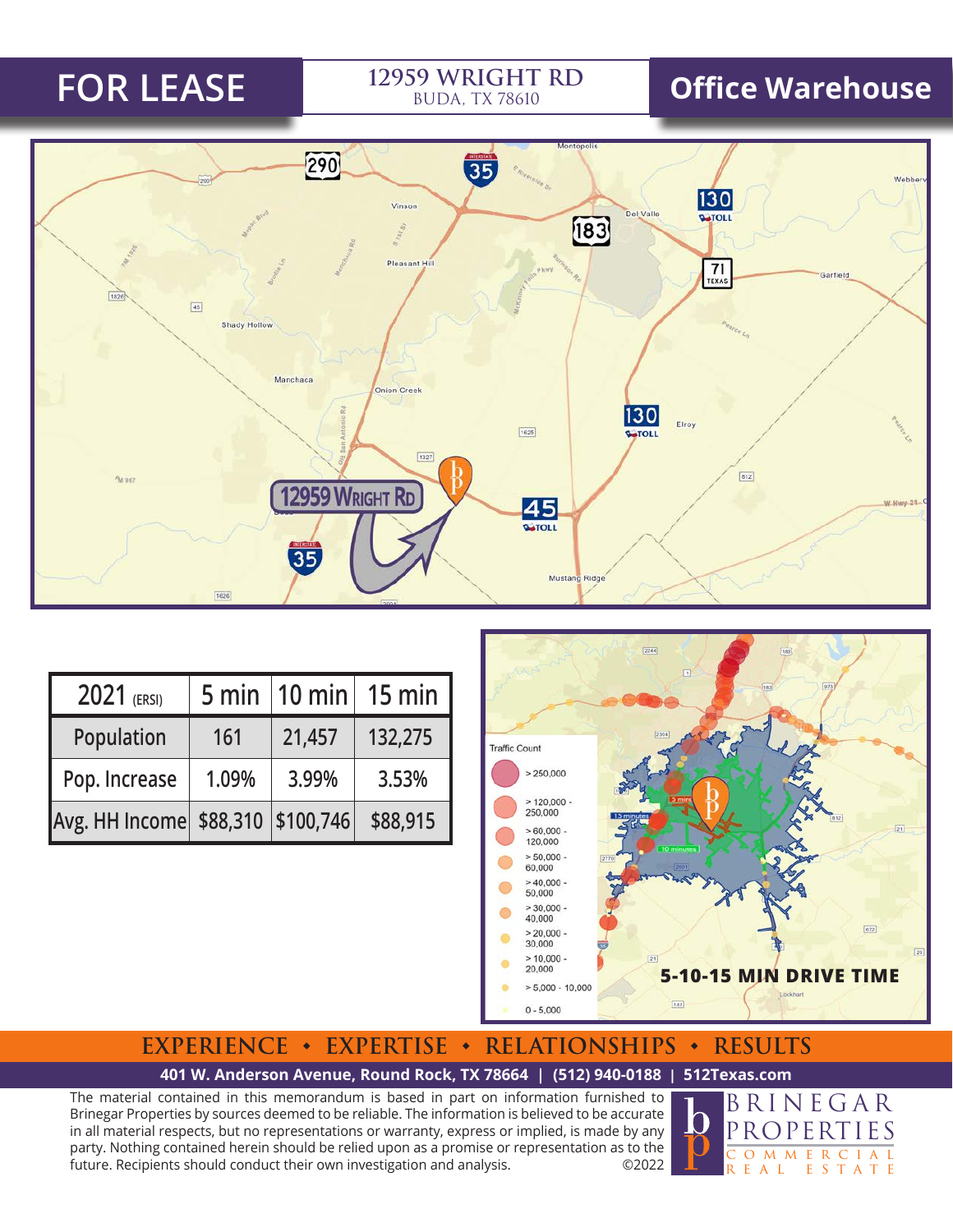# FOR LEASE

## 12959 WRIGHT RD
BUDA, TX 78610

## Office Warehouse

| 2021 (ERSI) | 5 min | 10 min | 15 min |
|---|---|---|---|
| Population | 161 | 21,457 | 132,275 |
| Pop. Increase | 1.09% | 3.99% | 3.53% |
| Avg. HH Income | $88,310 | $100,746 | $88,915 |

**5-10-15 MIN DRIVE TIME**

**EXPERIENCE • EXPERTISE • RELATIONSHIPS • RESULTS**

**401 W. Anderson Avenue, Round Rock, TX 78664 | (512) 940-0188 | 512Texas.com**

The material contained in this memorandum is based in part on information furnished to Brinegar Properties by sources deemed to be reliable. The information is believed to be accurate in all material respects, but no representations or warranty, express or implied, is made by any party. Nothing contained herein should be relied upon as a promise or representation as to the future. Recipients should conduct their own investigation and analysis. ©2022

BRINEGAR PROPERTIES COMMERCIAL REAL ESTATE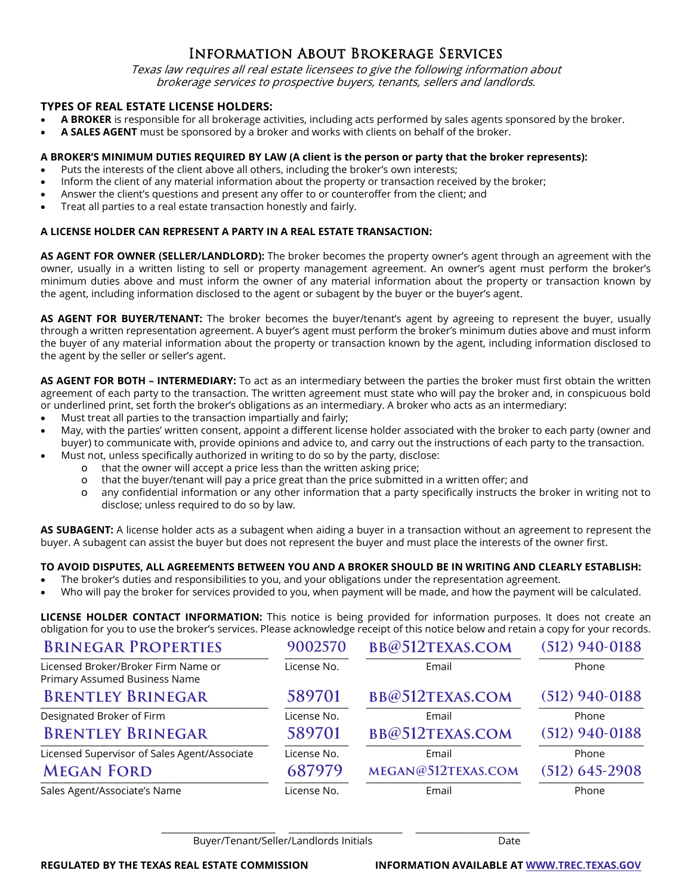# Information About Brokerage Services

*Texas law requires all real estate licensees to give the following information about brokerage services to prospective buyers, tenants, sellers and landlords.*

**TYPES OF REAL ESTATE LICENSE HOLDERS:**

- **A BROKER** is responsible for all brokerage activities, including acts performed by sales agents sponsored by the broker.
- **A SALES AGENT** must be sponsored by a broker and works with clients on behalf of the broker.

**A BROKER'S MINIMUM DUTIES REQUIRED BY LAW (A client is the person or party that the broker represents):**

- Puts the interests of the client above all others, including the broker's own interests;
- Inform the client of any material information about the property or transaction received by the broker;
- Answer the client's questions and present any offer to or counteroffer from the client; and
- Treat all parties to a real estate transaction honestly and fairly.

**A LICENSE HOLDER CAN REPRESENT A PARTY IN A REAL ESTATE TRANSACTION:**

**AS AGENT FOR OWNER (SELLER/LANDLORD):** The broker becomes the property owner's agent through an agreement with the owner, usually in a written listing to sell or property management agreement. An owner's agent must perform the broker's minimum duties above and must inform the owner of any material information about the property or transaction known by the agent, including information disclosed to the agent or subagent by the buyer or the buyer's agent.

**AS AGENT FOR BUYER/TENANT:** The broker becomes the buyer/tenant's agent by agreeing to represent the buyer, usually through a written representation agreement. A buyer's agent must perform the broker's minimum duties above and must inform the buyer of any material information about the property or transaction known by the agent, including information disclosed to the agent by the seller or seller's agent.

**AS AGENT FOR BOTH – INTERMEDIARY:** To act as an intermediary between the parties the broker must first obtain the written agreement of each party to the transaction. The written agreement must state who will pay the broker and, in conspicuous bold or underlined print, set forth the broker's obligations as an intermediary. A broker who acts as an intermediary:

- Must treat all parties to the transaction impartially and fairly;
- May, with the parties' written consent, appoint a different license holder associated with the broker to each party (owner and buyer) to communicate with, provide opinions and advice to, and carry out the instructions of each party to the transaction.
- Must not, unless specifically authorized in writing to do so by the party, disclose:
  - that the owner will accept a price less than the written asking price;
  - that the buyer/tenant will pay a price great than the price submitted in a written offer; and
  - any confidential information or any other information that a party specifically instructs the broker in writing not to disclose; unless required to do so by law.

**AS SUBAGENT:** A license holder acts as a subagent when aiding a buyer in a transaction without an agreement to represent the buyer. A subagent can assist the buyer but does not represent the buyer and must place the interests of the owner first.

**TO AVOID DISPUTES, ALL AGREEMENTS BETWEEN YOU AND A BROKER SHOULD BE IN WRITING AND CLEARLY ESTABLISH:**

- The broker's duties and responsibilities to you, and your obligations under the representation agreement.
- Who will pay the broker for services provided to you, when payment will be made, and how the payment will be calculated.

**LICENSE HOLDER CONTACT INFORMATION:** This notice is being provided for information purposes. It does not create an obligation for you to use the broker's services. Please acknowledge receipt of this notice below and retain a copy for your records.

| | | | |
|---|---|---|---|
| BRINEGAR PROPERTIES | 9002570 | BB@512TEXAS.COM | (512) 940-0188 |
| Licensed Broker/Broker Firm Name or Primary Assumed Business Name | License No. | Email | Phone |
| BRENTLEY BRINEGAR | 589701 | BB@512TEXAS.COM | (512) 940-0188 |
| Designated Broker of Firm | License No. | Email | Phone |
| BRENTLEY BRINEGAR | 589701 | BB@512TEXAS.COM | (512) 940-0188 |
| Licensed Supervisor of Sales Agent/Associate | License No. | Email | Phone |
| MEGAN FORD | 687979 | MEGAN@512TEXAS.COM | (512) 645-2908 |
| Sales Agent/Associate's Name | License No. | Email | Phone |

\_\_\_\_\_\_\_\_\_\_\_\_\_\_\_\_\_\_\_\_ \_\_\_\_\_\_\_\_\_\_\_\_\_\_\_\_\_\_\_\_ \_\_\_\_\_\_\_\_\_\_\_\_\_\_\_\_\_\_\_\_

Buyer/Tenant/Seller/Landlords Initials Date

**REGULATED BY THE TEXAS REAL ESTATE COMMISSION** **INFORMATION AVAILABLE AT WWW.TREC.TEXAS.GOV**